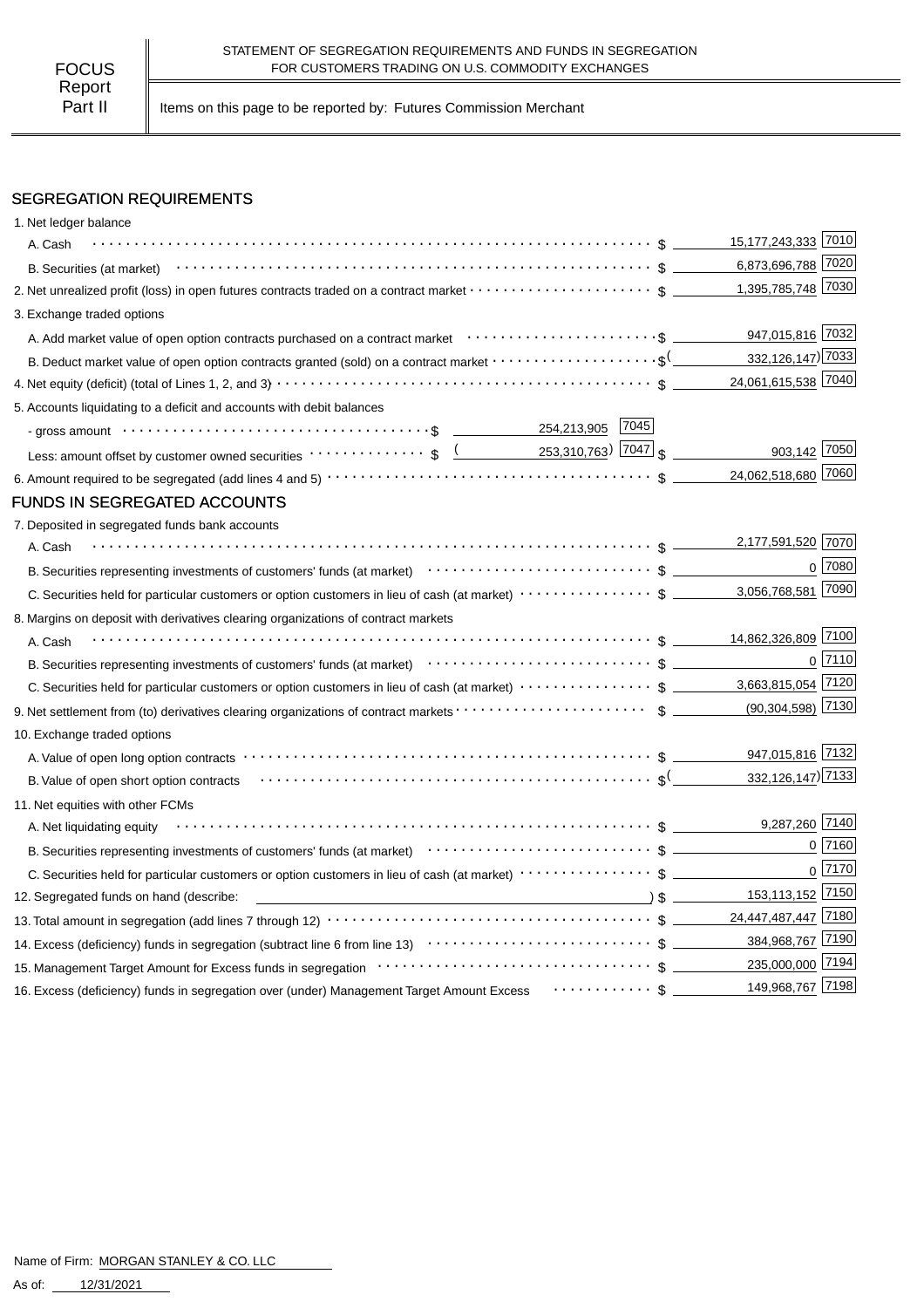FOCUS Report Part II

STATEMENT OF SEGREGATION REQUIREMENTS AND FUNDS IN SEGREGATION FOR CUSTOMERS TRADING ON U.S. COMMODITY EXCHANGES

Items on this page to be reported by: Futures Commission Merchant

## SEGREGATION REQUIREMENTS

| Item | | | Amount | Code |
|---|---|---|---|---|
| 1. Net ledger balance | | | | |
| A. Cash | | | $ 15,177,243,333 | 7010 |
| B. Securities (at market) | | | $ 6,873,696,788 | 7020 |
| 2. Net unrealized profit (loss) in open futures contracts traded on a contract market | | | $ 1,395,785,748 | 7030 |
| 3. Exchange traded options | | | | |
| A. Add market value of open option contracts purchased on a contract market | | | $ 947,015,816 | 7032 |
| B. Deduct market value of open option contracts granted (sold) on a contract market | | | $ (332,126,147) | 7033 |
| 4. Net equity (deficit) (total of Lines 1, 2, and 3) | | | $ 24,061,615,538 | 7040 |
| 5. Accounts liquidating to a deficit and accounts with debit balances | | | | |
| - gross amount | $ 254,213,905 | 7045 | | |
| Less: amount offset by customer owned securities | $ (253,310,763) | 7047 | $ 903,142 | 7050 |
| 6. Amount required to be segregated (add lines 4 and 5) | | | $ 24,062,518,680 | 7060 |

## FUNDS IN SEGREGATED ACCOUNTS

| Item | Amount | Code |
|---|---|---|
| 7. Deposited in segregated funds bank accounts | | |
| A. Cash | $ 2,177,591,520 | 7070 |
| B. Securities representing investments of customers' funds (at market) | $ 0 | 7080 |
| C. Securities held for particular customers or option customers in lieu of cash (at market) | $ 3,056,768,581 | 7090 |
| 8. Margins on deposit with derivatives clearing organizations of contract markets | | |
| A. Cash | $ 14,862,326,809 | 7100 |
| B. Securities representing investments of customers' funds (at market) | $ 0 | 7110 |
| C. Securities held for particular customers or option customers in lieu of cash (at market) | $ 3,663,815,054 | 7120 |
| 9. Net settlement from (to) derivatives clearing organizations of contract markets | $ (90,304,598) | 7130 |
| 10. Exchange traded options | | |
| A. Value of open long option contracts | $ 947,015,816 | 7132 |
| B. Value of open short option contracts | $ (332,126,147) | 7133 |
| 11. Net equities with other FCMs | | |
| A. Net liquidating equity | $ 9,287,260 | 7140 |
| B. Securities representing investments of customers' funds (at market) | $ 0 | 7160 |
| C. Securities held for particular customers or option customers in lieu of cash (at market) | $ 0 | 7170 |
| 12. Segregated funds on hand (describe: ) | $ 153,113,152 | 7150 |
| 13. Total amount in segregation (add lines 7 through 12) | $ 24,447,487,447 | 7180 |
| 14. Excess (deficiency) funds in segregation (subtract line 6 from line 13) | $ 384,968,767 | 7190 |
| 15. Management Target Amount for Excess funds in segregation | $ 235,000,000 | 7194 |
| 16. Excess (deficiency) funds in segregation over (under) Management Target Amount Excess | $ 149,968,767 | 7198 |

Name of Firm: MORGAN STANLEY & CO. LLC

As of: 12/31/2021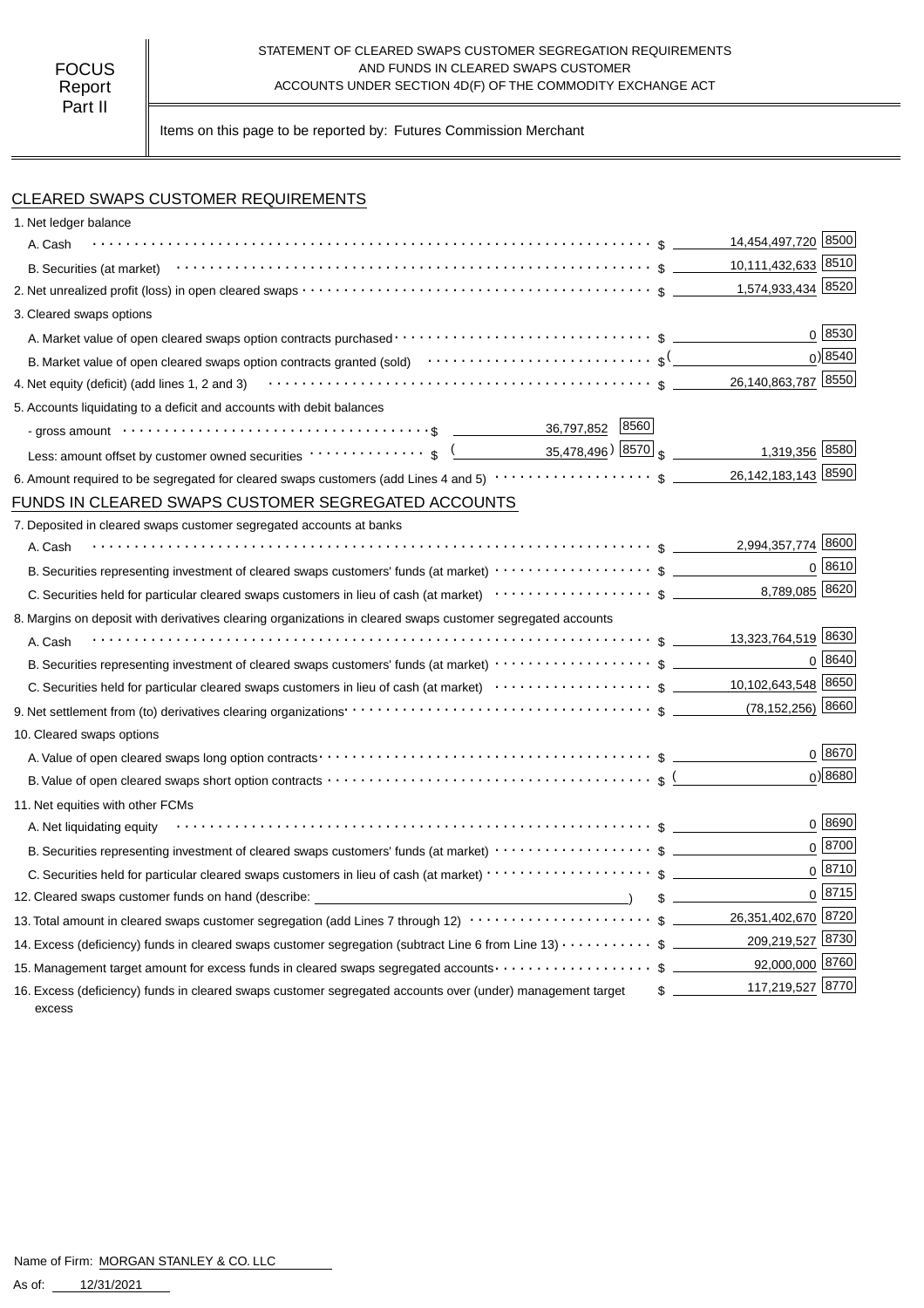FOCUS Report Part II

STATEMENT OF CLEARED SWAPS CUSTOMER SEGREGATION REQUIREMENTS AND FUNDS IN CLEARED SWAPS CUSTOMER ACCOUNTS UNDER SECTION 4D(F) OF THE COMMODITY EXCHANGE ACT

Items on this page to be reported by: Futures Commission Merchant

## CLEARED SWAPS CUSTOMER REQUIREMENTS

| Item | | | Amount | Code |
|---|---|---|---|---|
| 1. Net ledger balance | | | | |
| A. Cash | | | $ 14,454,497,720 | 8500 |
| B. Securities (at market) | | | $ 10,111,432,633 | 8510 |
| 2. Net unrealized profit (loss) in open cleared swaps | | | $ 1,574,933,434 | 8520 |
| 3. Cleared swaps options | | | | |
| A. Market value of open cleared swaps option contracts purchased | | | $ 0 | 8530 |
| B. Market value of open cleared swaps option contracts granted (sold) | | | $ (0) | 8540 |
| 4. Net equity (deficit) (add lines 1, 2 and 3) | | | $ 26,140,863,787 | 8550 |
| 5. Accounts liquidating to a deficit and accounts with debit balances | | | | |
| - gross amount | $ 36,797,852 | 8560 | | |
| Less: amount offset by customer owned securities | $ (35,478,496) | 8570 | $ 1,319,356 | 8580 |
| 6. Amount required to be segregated for cleared swaps customers (add Lines 4 and 5) | | | $ 26,142,183,143 | 8590 |

## FUNDS IN CLEARED SWAPS CUSTOMER SEGREGATED ACCOUNTS

| Item | Amount | Code |
|---|---|---|
| 7. Deposited in cleared swaps customer segregated accounts at banks | | |
| A. Cash | $ 2,994,357,774 | 8600 |
| B. Securities representing investment of cleared swaps customers' funds (at market) | $ 0 | 8610 |
| C. Securities held for particular cleared swaps customers in lieu of cash (at market) | $ 8,789,085 | 8620 |
| 8. Margins on deposit with derivatives clearing organizations in cleared swaps customer segregated accounts | | |
| A. Cash | $ 13,323,764,519 | 8630 |
| B. Securities representing investment of cleared swaps customers' funds (at market) | $ 0 | 8640 |
| C. Securities held for particular cleared swaps customers in lieu of cash (at market) | $ 10,102,643,548 | 8650 |
| 9. Net settlement from (to) derivatives clearing organizations | $ (78,152,256) | 8660 |
| 10. Cleared swaps options | | |
| A. Value of open cleared swaps long option contracts | $ 0 | 8670 |
| B. Value of open cleared swaps short option contracts | $ (0) | 8680 |
| 11. Net equities with other FCMs | | |
| A. Net liquidating equity | $ 0 | 8690 |
| B. Securities representing investment of cleared swaps customers' funds (at market) | $ 0 | 8700 |
| C. Securities held for particular cleared swaps customers in lieu of cash (at market) | $ 0 | 8710 |
| 12. Cleared swaps customer funds on hand (describe: ) | $ 0 | 8715 |
| 13. Total amount in cleared swaps customer segregation (add Lines 7 through 12) | $ 26,351,402,670 | 8720 |
| 14. Excess (deficiency) funds in cleared swaps customer segregation (subtract Line 6 from Line 13) | $ 209,219,527 | 8730 |
| 15. Management target amount for excess funds in cleared swaps segregated accounts | $ 92,000,000 | 8760 |
| 16. Excess (deficiency) funds in cleared swaps customer segregated accounts over (under) management target excess | $ 117,219,527 | 8770 |

Name of Firm: MORGAN STANLEY & CO. LLC

As of: 12/31/2021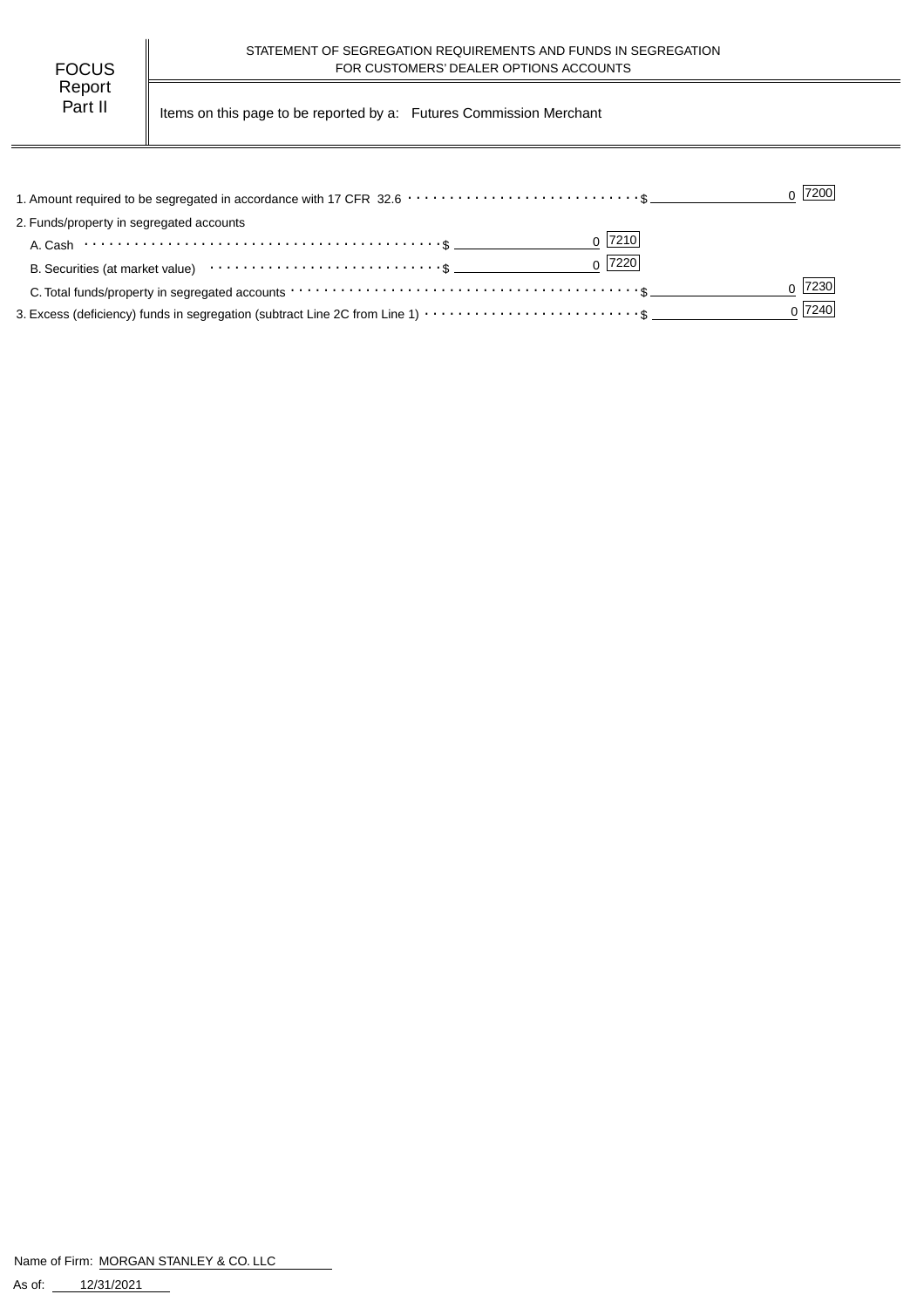FOCUS Report Part II

## STATEMENT OF SEGREGATION REQUIREMENTS AND FUNDS IN SEGREGATION FOR CUSTOMERS' DEALER OPTIONS ACCOUNTS

Items on this page to be reported by a: Futures Commission Merchant

| Item | | | Amount | Code |
|---|---|---|---|---|
| 1. Amount required to be segregated in accordance with 17 CFR 32.6 | | | $ 0 | 7200 |
| 2. Funds/property in segregated accounts | | | | |
| A. Cash | $ 0 | 7210 | | |
| B. Securities (at market value) | $ 0 | 7220 | | |
| C. Total funds/property in segregated accounts | | | $ 0 | 7230 |
| 3. Excess (deficiency) funds in segregation (subtract Line 2C from Line 1) | | | $ 0 | 7240 |

Name of Firm: MORGAN STANLEY & CO. LLC

As of: 12/31/2021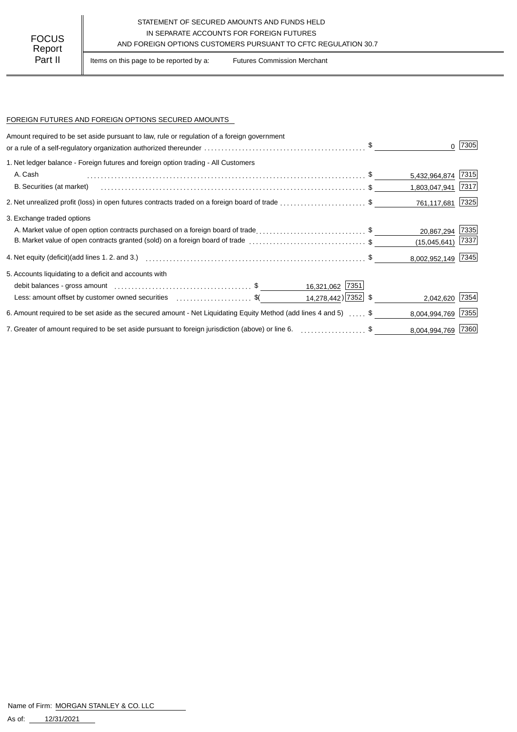FOCUS Report Part II

STATEMENT OF SECURED AMOUNTS AND FUNDS HELD IN SEPARATE ACCOUNTS FOR FOREIGN FUTURES AND FOREIGN OPTIONS CUSTOMERS PURSUANT TO CFTC REGULATION 30.7

Items on this page to be reported by a: Futures Commission Merchant

## FOREIGN FUTURES AND FOREIGN OPTIONS SECURED AMOUNTS

| | | | | |
|---|---|---|---|---|
| Amount required to be set aside pursuant to law, rule or regulation of a foreign government or a rule of a self-regulatory organization authorized thereunder | | | $ 0 | 7305 |
| 1. Net ledger balance - Foreign futures and foreign option trading - All Customers | | | | |
| A. Cash | | | $ 5,432,964,874 | 7315 |
| B. Securities (at market) | | | $ 1,803,047,941 | 7317 |
| 2. Net unrealized profit (loss) in open futures contracts traded on a foreign board of trade | | | $ 761,117,681 | 7325 |
| 3. Exchange traded options | | | | |
| A. Market value of open option contracts purchased on a foreign board of trade | | | $ 20,867,294 | 7335 |
| B. Market value of open contracts granted (sold) on a foreign board of trade | | | $ (15,045,641) | 7337 |
| 4. Net equity (deficit)(add lines 1. 2. and 3.) | | | $ 8,002,952,149 | 7345 |
| 5. Accounts liquidating to a deficit and accounts with | | | | |
| debit balances - gross amount | $ 16,321,062 | 7351 | | |
| Less: amount offset by customer owned securities | $( 14,278,442) | 7352 | $ 2,042,620 | 7354 |
| 6. Amount required to be set aside as the secured amount - Net Liquidating Equity Method (add lines 4 and 5) | | | $ 8,004,994,769 | 7355 |
| 7. Greater of amount required to be set aside pursuant to foreign jurisdiction (above) or line 6. | | | $ 8,004,994,769 | 7360 |

Name of Firm: MORGAN STANLEY & CO. LLC

As of: 12/31/2021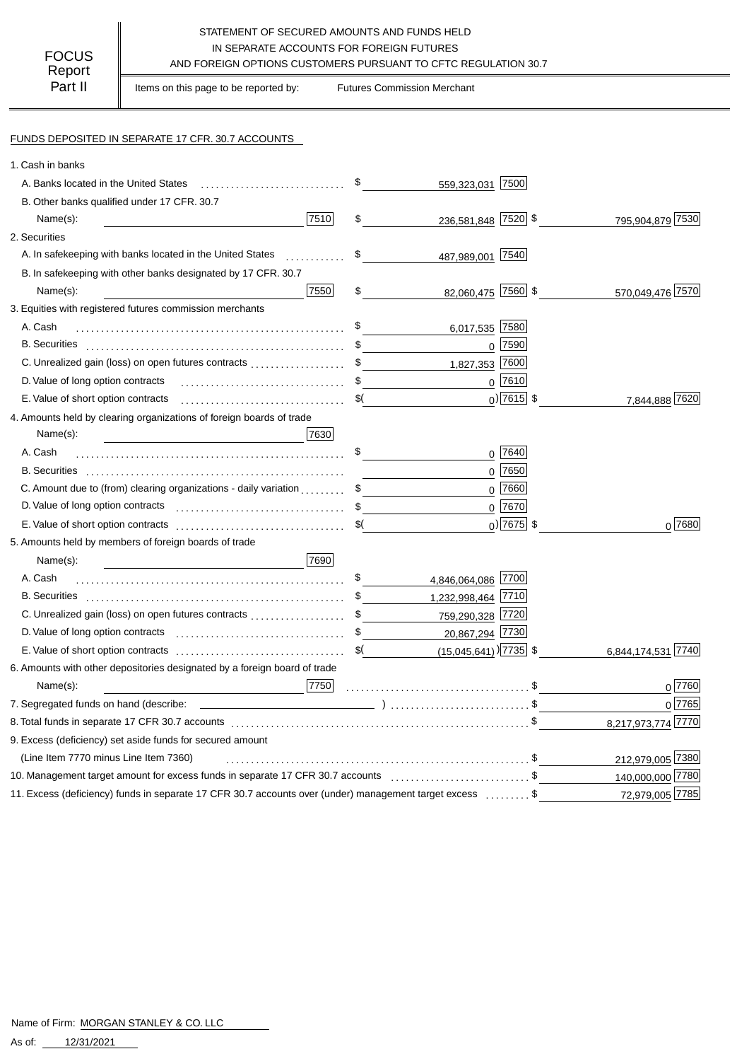FOCUS Report Part II

STATEMENT OF SECURED AMOUNTS AND FUNDS HELD IN SEPARATE ACCOUNTS FOR FOREIGN FUTURES AND FOREIGN OPTIONS CUSTOMERS PURSUANT TO CFTC REGULATION 30.7

Items on this page to be reported by: Futures Commission Merchant

FUNDS DEPOSITED IN SEPARATE 17 CFR. 30.7 ACCOUNTS

| | | | | | |
|---|---|---|---|---|---|
| 1. Cash in banks | | | | | |
| A. Banks located in the United States | $ | 559,323,031 | 7500 | | |
| B. Other banks qualified under 17 CFR. 30.7 | | | | | |
| Name(s): 7510 | $ | 236,581,848 | 7520 | $ 795,904,879 | 7530 |
| 2. Securities | | | | | |
| A. In safekeeping with banks located in the United States | $ | 487,989,001 | 7540 | | |
| B. In safekeeping with other banks designated by 17 CFR. 30.7 | | | | | |
| Name(s): 7550 | $ | 82,060,475 | 7560 | $ 570,049,476 | 7570 |
| 3. Equities with registered futures commission merchants | | | | | |
| A. Cash | $ | 6,017,535 | 7580 | | |
| B. Securities | $ | 0 | 7590 | | |
| C. Unrealized gain (loss) on open futures contracts | $ | 1,827,353 | 7600 | | |
| D. Value of long option contracts | $ | 0 | 7610 | | |
| E. Value of short option contracts | $( | 0) | 7615 | $ 7,844,888 | 7620 |
| 4. Amounts held by clearing organizations of foreign boards of trade | | | | | |
| Name(s): 7630 | | | | | |
| A. Cash | $ | 0 | 7640 | | |
| B. Securities | | 0 | 7650 | | |
| C. Amount due to (from) clearing organizations - daily variation | $ | 0 | 7660 | | |
| D. Value of long option contracts | $ | 0 | 7670 | | |
| E. Value of short option contracts | $( | 0) | 7675 | $ 0 | 7680 |
| 5. Amounts held by members of foreign boards of trade | | | | | |
| Name(s): 7690 | | | | | |
| A. Cash | $ | 4,846,064,086 | 7700 | | |
| B. Securities | $ | 1,232,998,464 | 7710 | | |
| C. Unrealized gain (loss) on open futures contracts | $ | 759,290,328 | 7720 | | |
| D. Value of long option contracts | $ | 20,867,294 | 7730 | | |
| E. Value of short option contracts | $( | (15,045,641)) | 7735 | $ 6,844,174,531 | 7740 |
| 6. Amounts with other depositories designated by a foreign board of trade | | | | | |
| Name(s): 7750 | | | | $ 0 | 7760 |
| 7. Segregated funds on hand (describe: ) | | | | $ 0 | 7765 |
| 8. Total funds in separate 17 CFR 30.7 accounts | | | | $ 8,217,973,774 | 7770 |
| 9. Excess (deficiency) set aside funds for secured amount | | | | | |
| (Line Item 7770 minus Line Item 7360) | | | | $ 212,979,005 | 7380 |
| 10. Management target amount for excess funds in separate 17 CFR 30.7 accounts | | | | $ 140,000,000 | 7780 |
| 11. Excess (deficiency) funds in separate 17 CFR 30.7 accounts over (under) management target excess | | | | $ 72,979,005 | 7785 |

Name of Firm: MORGAN STANLEY & CO. LLC

As of: 12/31/2021